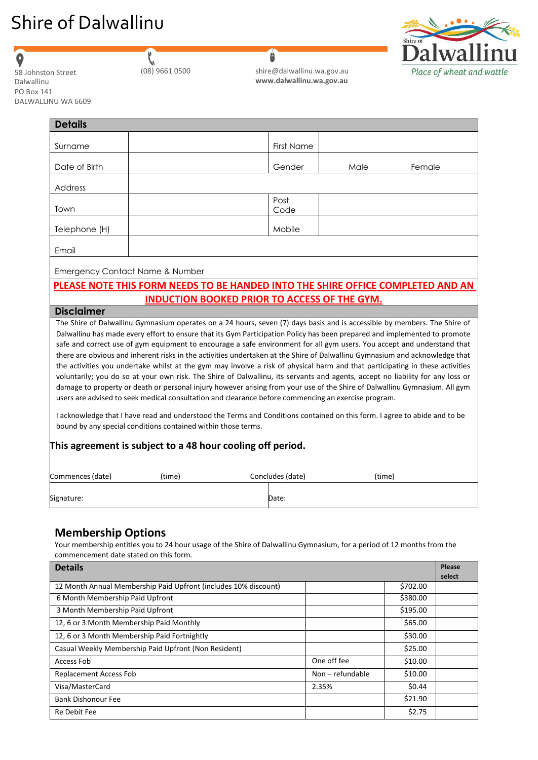# Shire of Dalwallinu

58 Johnston Street
Dalwallinu
PO Box 141
DALWALLINU WA 6609

(08) 9661 0500

shire@dalwallinu.wa.gov.au
**www.dalwallinu.wa.gov.au**

Shire of Dalwallinu
*Place of wheat and wattle*

| **Details** | | | |
|---|---|---|---|
| Surname | | First Name | |
| Date of Birth | | Gender | Male Female |
| Address | | | |
| Town | | Post Code | |
| Telephone (H) | | Mobile | |
| Email | | | |
| Emergency Contact Name & Number | | | |

**PLEASE NOTE THIS FORM NEEDS TO BE HANDED INTO THE SHIRE OFFICE COMPLETED AND AN INDUCTION BOOKED PRIOR TO ACCESS OF THE GYM.**

## Disclaimer

The Shire of Dalwallinu Gymnasium operates on a 24 hours, seven (7) days basis and is accessible by members. The Shire of Dalwallinu has made every effort to ensure that its Gym Participation Policy has been prepared and implemented to promote safe and correct use of gym equipment to encourage a safe environment for all gym users. You accept and understand that there are obvious and inherent risks in the activities undertaken at the Shire of Dalwallinu Gymnasium and acknowledge that the activities you undertake whilst at the gym may involve a risk of physical harm and that participating in these activities voluntarily; you do so at your own risk. The Shire of Dalwallinu, its servants and agents, accept no liability for any loss or damage to property or death or personal injury however arising from your use of the Shire of Dalwallinu Gymnasium. All gym users are advised to seek medical consultation and clearance before commencing an exercise program.

I acknowledge that I have read and understood the Terms and Conditions contained on this form. I agree to abide and to be bound by any special conditions contained within those terms.

**This agreement is subject to a 48 hour cooling off period.**

| Commences (date) | (time) | Concludes (date) | (time) |
|---|---|---|---|
| Signature: | | Date: | |

## Membership Options

Your membership entitles you to 24 hour usage of the Shire of Dalwallinu Gymnasium, for a period of 12 months from the commencement date stated on this form.

| **Details** | | | **Please select** |
|---|---|---|---|
| 12 Month Annual Membership Paid Upfront (includes 10% discount) | | $702.00 | |
| 6 Month Membership Paid Upfront | | $380.00 | |
| 3 Month Membership Paid Upfront | | $195.00 | |
| 12, 6 or 3 Month Membership Paid Monthly | | $65.00 | |
| 12, 6 or 3 Month Membership Paid Fortnightly | | $30.00 | |
| Casual Weekly Membership Paid Upfront (Non Resident) | | $25.00 | |
| Access Fob | One off fee | $10.00 | |
| Replacement Access Fob | Non – refundable | $10.00 | |
| Visa/MasterCard | 2.35% | $0.44 | |
| Bank Dishonour Fee | | $21.90 | |
| Re Debit Fee | | $2.75 | |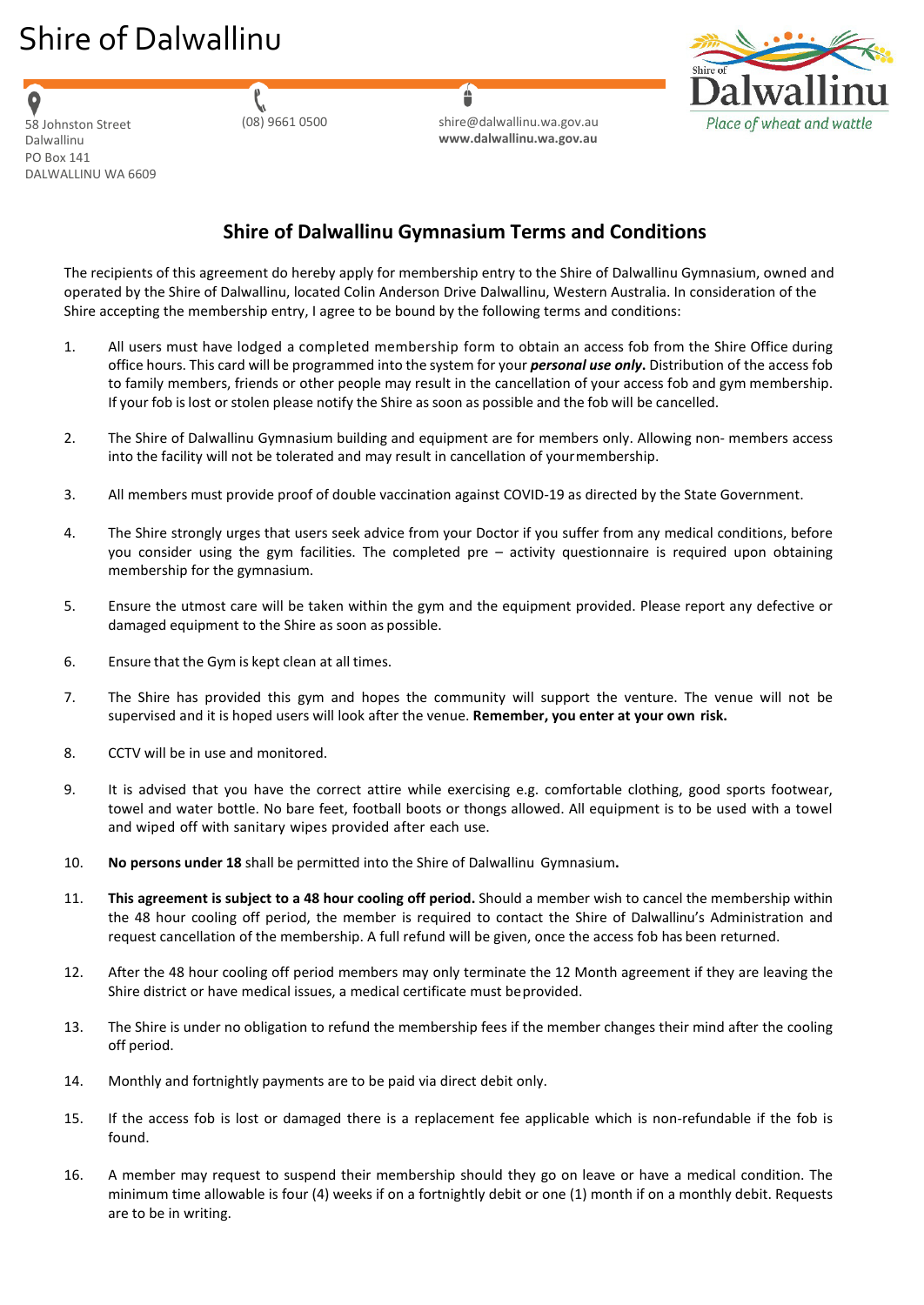# Shire of Dalwallinu

58 Johnston Street
Dalwallinu
PO Box 141
DALWALLINU WA 6609

(08) 9661 0500

shire@dalwallinu.wa.gov.au
**www.dalwallinu.wa.gov.au**

## Shire of Dalwallinu Gymnasium Terms and Conditions

The recipients of this agreement do hereby apply for membership entry to the Shire of Dalwallinu Gymnasium, owned and operated by the Shire of Dalwallinu, located Colin Anderson Drive Dalwallinu, Western Australia. In consideration of the Shire accepting the membership entry, I agree to be bound by the following terms and conditions:

1. All users must have lodged a completed membership form to obtain an access fob from the Shire Office during office hours. This card will be programmed into the system for your ***personal use only*****.** Distribution of the access fob to family members, friends or other people may result in the cancellation of your access fob and gym membership. If your fob is lost or stolen please notify the Shire as soon as possible and the fob will be cancelled.

2. The Shire of Dalwallinu Gymnasium building and equipment are for members only. Allowing non- members access into the facility will not be tolerated and may result in cancellation of yourmembership.

3. All members must provide proof of double vaccination against COVID-19 as directed by the State Government.

4. The Shire strongly urges that users seek advice from your Doctor if you suffer from any medical conditions, before you consider using the gym facilities. The completed pre – activity questionnaire is required upon obtaining membership for the gymnasium.

5. Ensure the utmost care will be taken within the gym and the equipment provided. Please report any defective or damaged equipment to the Shire as soon as possible.

6. Ensure that the Gym is kept clean at all times.

7. The Shire has provided this gym and hopes the community will support the venture. The venue will not be supervised and it is hoped users will look after the venue. **Remember, you enter at your own risk.**

8. CCTV will be in use and monitored.

9. It is advised that you have the correct attire while exercising e.g. comfortable clothing, good sports footwear, towel and water bottle. No bare feet, football boots or thongs allowed. All equipment is to be used with a towel and wiped off with sanitary wipes provided after each use.

10. **No persons under 18** shall be permitted into the Shire of Dalwallinu Gymnasium**.**

11. **This agreement is subject to a 48 hour cooling off period.** Should a member wish to cancel the membership within the 48 hour cooling off period, the member is required to contact the Shire of Dalwallinu's Administration and request cancellation of the membership. A full refund will be given, once the access fob has been returned.

12. After the 48 hour cooling off period members may only terminate the 12 Month agreement if they are leaving the Shire district or have medical issues, a medical certificate must beprovided.

13. The Shire is under no obligation to refund the membership fees if the member changes their mind after the cooling off period.

14. Monthly and fortnightly payments are to be paid via direct debit only.

15. If the access fob is lost or damaged there is a replacement fee applicable which is non-refundable if the fob is found.

16. A member may request to suspend their membership should they go on leave or have a medical condition. The minimum time allowable is four (4) weeks if on a fortnightly debit or one (1) month if on a monthly debit. Requests are to be in writing.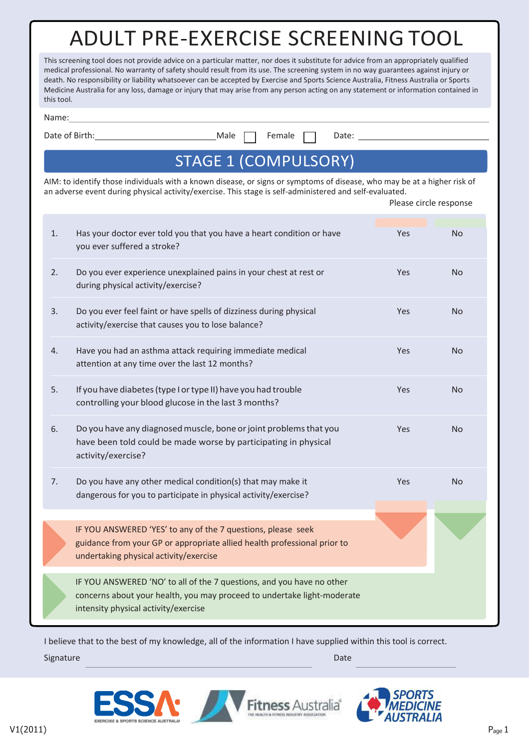# ADULT PRE-EXERCISE SCREENING TOOL

This screening tool does not provide advice on a particular matter, nor does it substitute for advice from an appropriately qualified medical professional. No warranty of safety should result from its use. The screening system in no way guarantees against injury or death. No responsibility or liability whatsoever can be accepted by Exercise and Sports Science Australia, Fitness Australia or Sports Medicine Australia for any loss, damage or injury that may arise from any person acting on any statement or information contained in this tool.

Name: ____________________

Date of Birth: ____________________ Male ☐ Female ☐ Date: ____________________

## STAGE 1 (COMPULSORY)

AIM: to identify those individuals with a known disease, or signs or symptoms of disease, who may be at a higher risk of an adverse event during physical activity/exercise. This stage is self-administered and self-evaluated.

Please circle response

| | Question | | |
|---|---|---|---|
| 1. | Has your doctor ever told you that you have a heart condition or have you ever suffered a stroke? | Yes | No |
| 2. | Do you ever experience unexplained pains in your chest at rest or during physical activity/exercise? | Yes | No |
| 3. | Do you ever feel faint or have spells of dizziness during physical activity/exercise that causes you to lose balance? | Yes | No |
| 4. | Have you had an asthma attack requiring immediate medical attention at any time over the last 12 months? | Yes | No |
| 5. | If you have diabetes (type I or type II) have you had trouble controlling your blood glucose in the last 3 months? | Yes | No |
| 6. | Do you have any diagnosed muscle, bone or joint problems that you have been told could be made worse by participating in physical activity/exercise? | Yes | No |
| 7. | Do you have any other medical condition(s) that may make it dangerous for you to participate in physical activity/exercise? | Yes | No |

IF YOU ANSWERED 'YES' to any of the 7 questions, please seek guidance from your GP or appropriate allied health professional prior to undertaking physical activity/exercise

IF YOU ANSWERED 'NO' to all of the 7 questions, and you have no other concerns about your health, you may proceed to undertake light-moderate intensity physical activity/exercise

I believe that to the best of my knowledge, all of the information I have supplied within this tool is correct.

Signature ____________________ Date ____________________

V1(2011)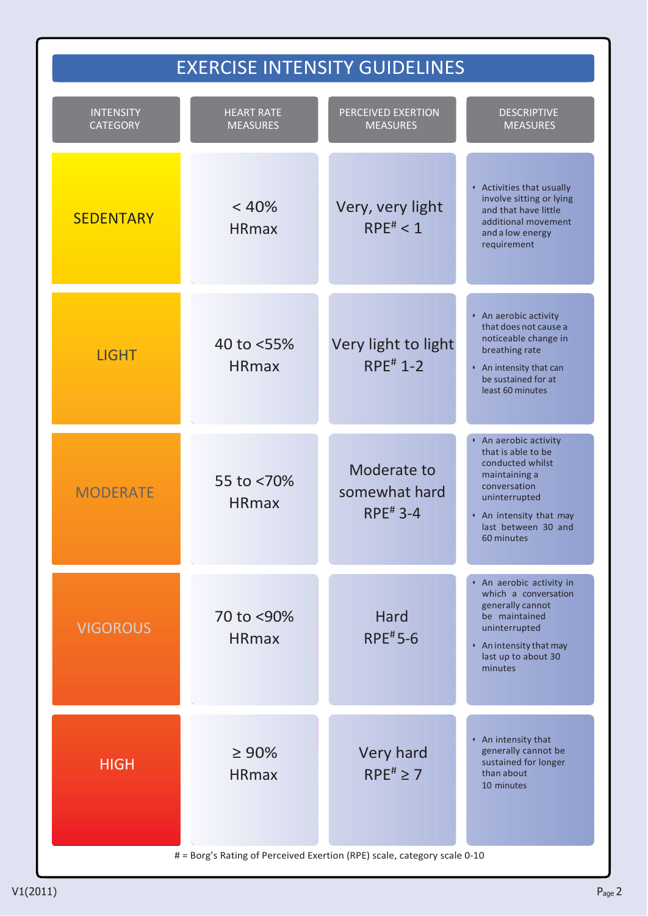# EXERCISE INTENSITY GUIDELINES

| INTENSITY CATEGORY | HEART RATE MEASURES | PERCEIVED EXERTION MEASURES | DESCRIPTIVE MEASURES |
|---|---|---|---|
| SEDENTARY | < 40% HRmax | Very, very light RPE# < 1 | • Activities that usually involve sitting or lying and that have little additional movement and a low energy requirement |
| LIGHT | 40 to <55% HRmax | Very light to light RPE# 1-2 | • An aerobic activity that does not cause a noticeable change in breathing rate<br>• An intensity that can be sustained for at least 60 minutes |
| MODERATE | 55 to <70% HRmax | Moderate to somewhat hard RPE# 3-4 | • An aerobic activity that is able to be conducted whilst maintaining a conversation uninterrupted<br>• An intensity that may last between 30 and 60 minutes |
| VIGOROUS | 70 to <90% HRmax | Hard RPE# 5-6 | • An aerobic activity in which a conversation generally cannot be maintained uninterrupted<br>• An intensity that may last up to about 30 minutes |
| HIGH | ≥ 90% HRmax | Very hard RPE# ≥ 7 | • An intensity that generally cannot be sustained for longer than about 10 minutes |

# = Borg's Rating of Perceived Exertion (RPE) scale, category scale 0-10

V1(2011)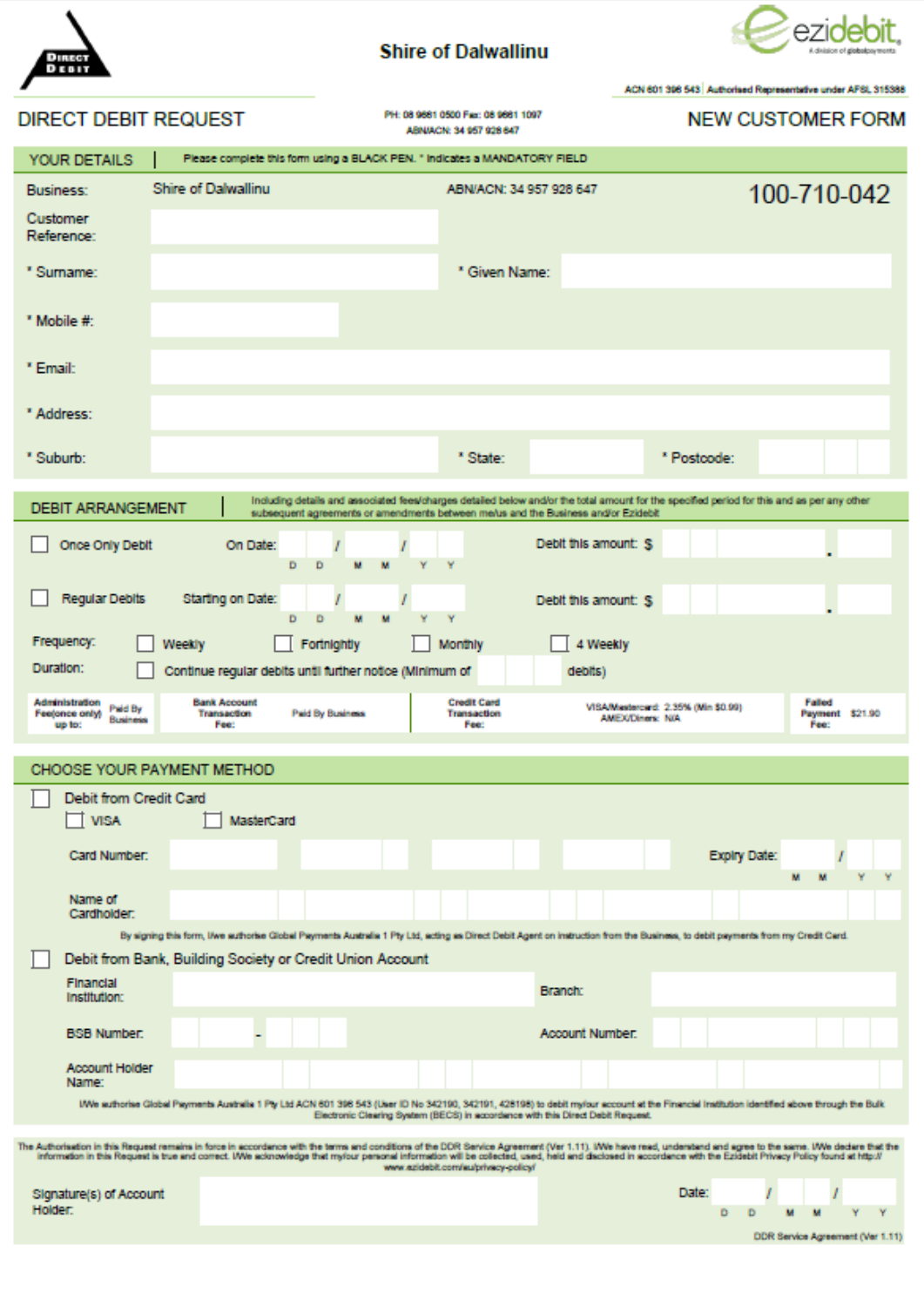DIRECT DEBIT

# Shire of Dalwallinu

ezidebit — A division of globalpayments

ACN 601 396 543 | Authorised Representative under AFSL 315388

## DIRECT DEBIT REQUEST

PH: 08 9661 0500 Fax: 08 9661 1097
ABN/ACN: 34 957 928 647

## NEW CUSTOMER FORM

## YOUR DETAILS

Please complete this form using a BLACK PEN. * Indicates a MANDATORY FIELD

Business: Shire of Dalwallinu    ABN/ACN: 34 957 928 647    **100-710-042**

Customer Reference: ____________

* Surname: ____________    * Given Name: ____________

* Mobile #: ____________

* Email: ____________

* Address: ____________

* Suburb: ____________    * State: ____________    * Postcode: ____________

## DEBIT ARRANGEMENT

Including details and associated fees/charges detailed below and/or the total amount for the specified period for this and as per any other subsequent agreements or amendments between me/us and the Business and/or Ezidebit

☐ Once Only Debit    On Date: __ __ / __ __ / __ __ (D D / M M / Y Y)    Debit this amount: $ ______ . ___

☐ Regular Debits    Starting on Date: __ __ / __ __ / __ __ (D D / M M / Y Y)    Debit this amount: $ ______ . ___

Frequency: ☐ Weekly ☐ Fortnightly ☐ Monthly ☐ 4 Weekly

Duration: ☐ Continue regular debits until further notice (Minimum of ____ debits)

| Administration Fee(once only) up to: | Paid By Business | Bank Account Transaction Fee: | Paid By Business | Credit Card Transaction Fee: | VISA/Mastercard: 2.35% (Min $0.99) AMEX/Diners: N/A | Failed Payment Fee: | $21.90 |
|---|---|---|---|---|---|---|---|

## CHOOSE YOUR PAYMENT METHOD

☐ Debit from Credit Card

☐ VISA ☐ MasterCard

Card Number: ____________    Expiry Date: __ __ / __ __ (M M / Y Y)

Name of Cardholder: ____________

By signing this form, I/we authorise Global Payments Australia 1 Pty Ltd, acting as Direct Debit Agent on instruction from the Business, to debit payments from my Credit Card.

☐ Debit from Bank, Building Society or Credit Union Account

Financial Institution: ____________    Branch: ____________

BSB Number: ___ - ___    Account Number: ____________

Account Holder Name: ____________

I/We authorise Global Payments Australia 1 Pty Ltd ACN 601 396 543 (User ID No 342190, 342191, 428198) to debit my/our account at the Financial Institution identified above through the Bulk Electronic Clearing System (BECS) in accordance with this Direct Debit Request.

The Authorisation in this Request remains in force in accordance with the terms and conditions of the DDR Service Agreement (Ver 1.11). I/We have read, understand and agree to the same. I/We declare that the information in this Request is true and correct. I/We acknowledge that my/our personal information will be collected, used, held and disclosed in accordance with the Ezidebit Privacy Policy found at http:// www.ezidebit.com/au/privacy-policy/

Signature(s) of Account Holder: ____________    Date: __ __ / __ __ / __ __ (D D / M M / Y Y)

DDR Service Agreement (Ver 1.11)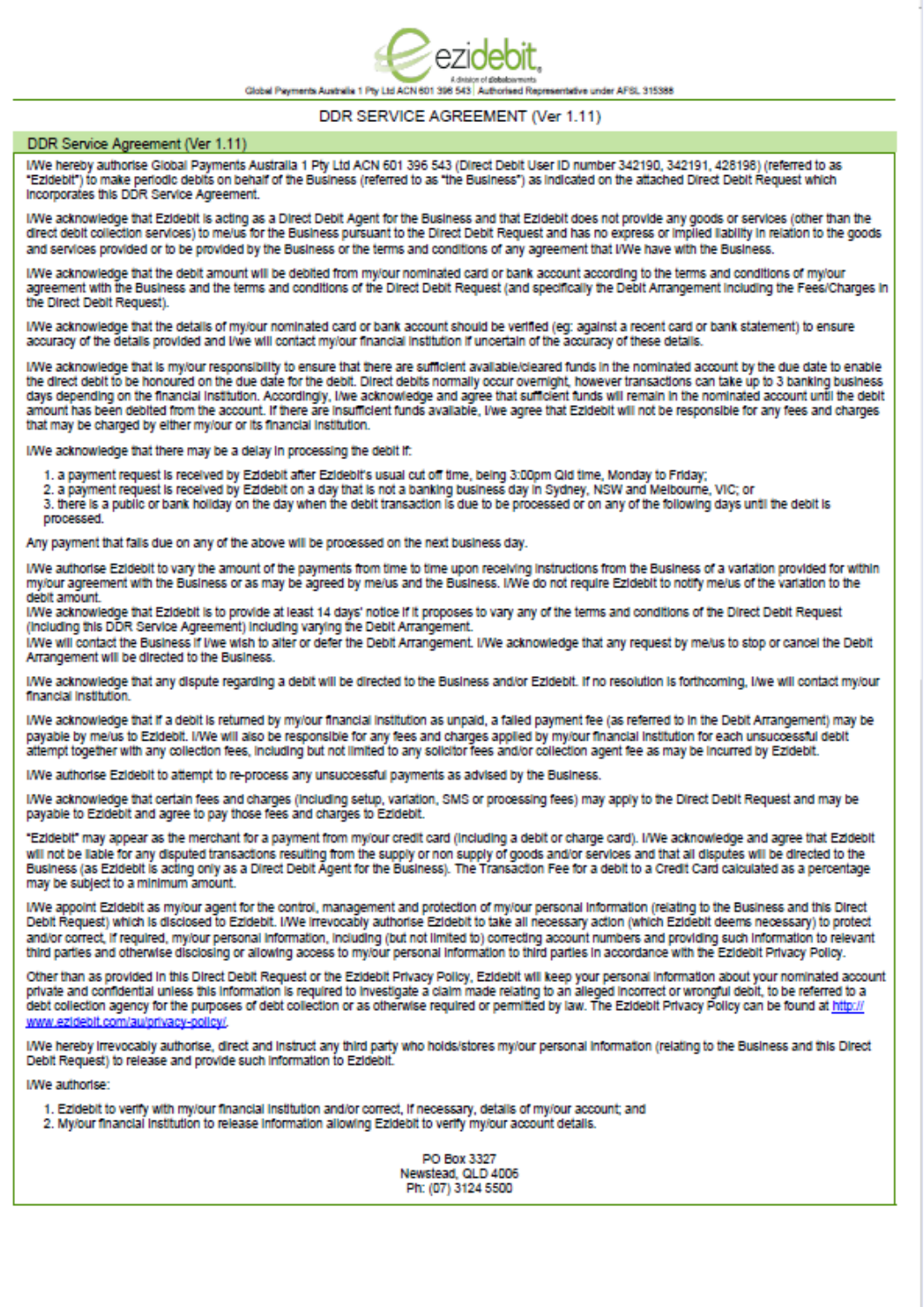ezidebit

A division of globalpayments

Global Payments Australia 1 Pty Ltd ACN 601 396 543 | Authorised Representative under AFSL 315388

# DDR SERVICE AGREEMENT (Ver 1.11)

## DDR Service Agreement (Ver 1.11)

I/We hereby authorise Global Payments Australia 1 Pty Ltd ACN 601 396 543 (Direct Debit User ID number 342190, 342191, 428198) (referred to as "Ezidebit") to make periodic debits on behalf of the Business (referred to as "the Business") as indicated on the attached Direct Debit Request which incorporates this DDR Service Agreement.

I/We acknowledge that Ezidebit is acting as a Direct Debit Agent for the Business and that Ezidebit does not provide any goods or services (other than the direct debit collection services) to me/us for the Business pursuant to the Direct Debit Request and has no express or implied liability in relation to the goods and services provided or to be provided by the Business or the terms and conditions of any agreement that I/We have with the Business.

I/We acknowledge that the debit amount will be debited from my/our nominated card or bank account according to the terms and conditions of my/our agreement with the Business and the terms and conditions of the Direct Debit Request (and specifically the Debit Arrangement including the Fees/Charges in the Direct Debit Request).

I/We acknowledge that the details of my/our nominated card or bank account should be verified (eg: against a recent card or bank statement) to ensure accuracy of the details provided and I/we will contact my/our financial institution if uncertain of the accuracy of these details.

I/We acknowledge that is my/our responsibility to ensure that there are sufficient available/cleared funds in the nominated account by the due date to enable the direct debit to be honoured on the due date for the debit. Direct debits normally occur overnight, however transactions can take up to 3 banking business days depending on the financial institution. Accordingly, I/we acknowledge and agree that sufficient funds will remain in the nominated account until the debit amount has been debited from the account. If there are insufficient funds available, I/we agree that Ezidebit will not be responsible for any fees and charges that may be charged by either my/our or its financial institution.

I/We acknowledge that there may be a delay in processing the debit if:

1. a payment request is received by Ezidebit after Ezidebit's usual cut off time, being 3:00pm Qld time, Monday to Friday;
2. a payment request is received by Ezidebit on a day that is not a banking business day in Sydney, NSW and Melbourne, VIC; or
3. there is a public or bank holiday on the day when the debit transaction is due to be processed or on any of the following days until the debit is processed.

Any payment that falls due on any of the above will be processed on the next business day.

I/We authorise Ezidebit to vary the amount of the payments from time to time upon receiving instructions from the Business of a variation provided for within my/our agreement with the Business or as may be agreed by me/us and the Business. I/We do not require Ezidebit to notify me/us of the variation to the debit amount.
I/We acknowledge that Ezidebit is to provide at least 14 days' notice if it proposes to vary any of the terms and conditions of the Direct Debit Request (including this DDR Service Agreement) including varying the Debit Arrangement.
I/We will contact the Business if I/we wish to alter or defer the Debit Arrangement. I/We acknowledge that any request by me/us to stop or cancel the Debit Arrangement will be directed to the Business.

I/We acknowledge that any dispute regarding a debit will be directed to the Business and/or Ezidebit. If no resolution is forthcoming, I/we will contact my/our financial institution.

I/We acknowledge that if a debit is returned by my/our financial institution as unpaid, a failed payment fee (as referred to in the Debit Arrangement) may be payable by me/us to Ezidebit. I/We will also be responsible for any fees and charges applied by my/our financial institution for each unsuccessful debit attempt together with any collection fees, including but not limited to any solicitor fees and/or collection agent fee as may be incurred by Ezidebit.

I/We authorise Ezidebit to attempt to re-process any unsuccessful payments as advised by the Business.

I/We acknowledge that certain fees and charges (including setup, variation, SMS or processing fees) may apply to the Direct Debit Request and may be payable to Ezidebit and agree to pay those fees and charges to Ezidebit.

"Ezidebit" may appear as the merchant for a payment from my/our credit card (including a debit or charge card). I/We acknowledge and agree that Ezidebit will not be liable for any disputed transactions resulting from the supply or non supply of goods and/or services and that all disputes will be directed to the Business (as Ezidebit is acting only as a Direct Debit Agent for the Business). The Transaction Fee for a debit to a Credit Card calculated as a percentage may be subject to a minimum amount.

I/We appoint Ezidebit as my/our agent for the control, management and protection of my/our personal information (relating to the Business and this Direct Debit Request) which is disclosed to Ezidebit. I/We irrevocably authorise Ezidebit to take all necessary action (which Ezidebit deems necessary) to protect and/or correct, if required, my/our personal information, including (but not limited to) correcting account numbers and providing such information to relevant third parties and otherwise disclosing or allowing access to my/our personal information to third parties in accordance with the Ezidebit Privacy Policy.

Other than as provided in this Direct Debit Request or the Ezidebit Privacy Policy, Ezidebit will keep your personal information about your nominated account private and confidential unless this information is required to investigate a claim made relating to an alleged incorrect or wrongful debit, to be referred to a debt collection agency for the purposes of debt collection or as otherwise required or permitted by law. The Ezidebit Privacy Policy can be found at http://www.ezidebit.com/au/privacy-policy/.

I/We hereby irrevocably authorise, direct and instruct any third party who holds/stores my/our personal information (relating to the Business and this Direct Debit Request) to release and provide such information to Ezidebit.

I/We authorise:

1. Ezidebit to verify with my/our financial institution and/or correct, if necessary, details of my/our account; and
2. My/our financial institution to release information allowing Ezidebit to verify my/our account details.

PO Box 3327
Newstead, QLD 4006
Ph: (07) 3124 5500